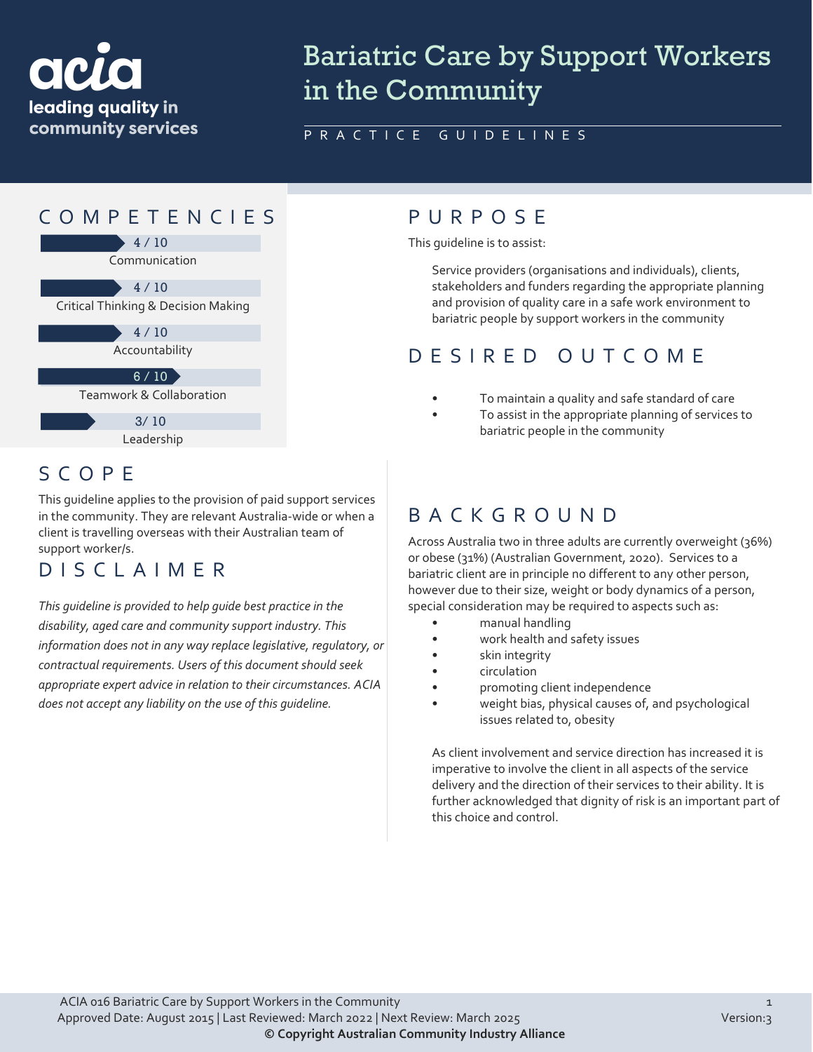# Bariatric Care by Support Workers in the Community

PRACTICE GUIDELINES

## COMPETENCIES

| Competency | Rating |
| --- | --- |
| Communication | 4 / 10 |
| Critical Thinking & Decision Making | 4 / 10 |
| Accountability | 4 / 10 |
| Teamwork & Collaboration | 6 / 10 |
| Leadership | 3/ 10 |

## SCOPE

This guideline applies to the provision of paid support services in the community. They are relevant Australia-wide or when a client is travelling overseas with their Australian team of support worker/s.

## DISCLAIMER

*This guideline is provided to help guide best practice in the disability, aged care and community support industry. This information does not in any way replace legislative, regulatory, or contractual requirements. Users of this document should seek appropriate expert advice in relation to their circumstances. ACIA does not accept any liability on the use of this guideline.*

## PURPOSE

This guideline is to assist:

Service providers (organisations and individuals), clients, stakeholders and funders regarding the appropriate planning and provision of quality care in a safe work environment to bariatric people by support workers in the community

## DESIRED OUTCOME

- To maintain a quality and safe standard of care
- To assist in the appropriate planning of services to bariatric people in the community

## BACKGROUND

Across Australia two in three adults are currently overweight (36%) or obese (31%) (Australian Government, 2020). Services to a bariatric client are in principle no different to any other person, however due to their size, weight or body dynamics of a person, special consideration may be required to aspects such as:

- manual handling
- work health and safety issues
- skin integrity
- circulation
- promoting client independence
- weight bias, physical causes of, and psychological issues related to, obesity

As client involvement and service direction has increased it is imperative to involve the client in all aspects of the service delivery and the direction of their services to their ability. It is further acknowledged that dignity of risk is an important part of this choice and control.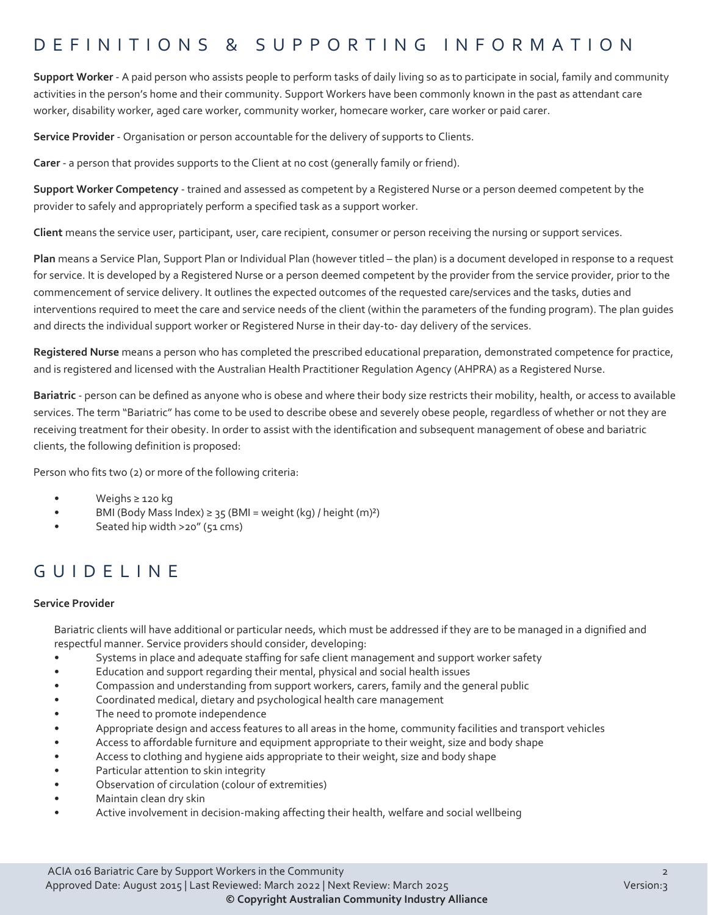# DEFINITIONS & SUPPORTING INFORMATION

**Support Worker** - A paid person who assists people to perform tasks of daily living so as to participate in social, family and community activities in the person's home and their community. Support Workers have been commonly known in the past as attendant care worker, disability worker, aged care worker, community worker, homecare worker, care worker or paid carer.

**Service Provider** - Organisation or person accountable for the delivery of supports to Clients.

**Carer** - a person that provides supports to the Client at no cost (generally family or friend).

**Support Worker Competency** - trained and assessed as competent by a Registered Nurse or a person deemed competent by the provider to safely and appropriately perform a specified task as a support worker.

**Client** means the service user, participant, user, care recipient, consumer or person receiving the nursing or support services.

**Plan** means a Service Plan, Support Plan or Individual Plan (however titled – the plan) is a document developed in response to a request for service. It is developed by a Registered Nurse or a person deemed competent by the provider from the service provider, prior to the commencement of service delivery. It outlines the expected outcomes of the requested care/services and the tasks, duties and interventions required to meet the care and service needs of the client (within the parameters of the funding program). The plan guides and directs the individual support worker or Registered Nurse in their day-to- day delivery of the services.

**Registered Nurse** means a person who has completed the prescribed educational preparation, demonstrated competence for practice, and is registered and licensed with the Australian Health Practitioner Regulation Agency (AHPRA) as a Registered Nurse.

**Bariatric** - person can be defined as anyone who is obese and where their body size restricts their mobility, health, or access to available services. The term "Bariatric" has come to be used to describe obese and severely obese people, regardless of whether or not they are receiving treatment for their obesity. In order to assist with the identification and subsequent management of obese and bariatric clients, the following definition is proposed:

Person who fits two (2) or more of the following criteria:

- Weighs ≥ 120 kg
- BMI (Body Mass Index) ≥ 35 (BMI = weight (kg) / height (m)$^2$)
- Seated hip width >20" (51 cms)

# GUIDELINE

**Service Provider**

Bariatric clients will have additional or particular needs, which must be addressed if they are to be managed in a dignified and respectful manner. Service providers should consider, developing:

- Systems in place and adequate staffing for safe client management and support worker safety
- Education and support regarding their mental, physical and social health issues
- Compassion and understanding from support workers, carers, family and the general public
- Coordinated medical, dietary and psychological health care management
- The need to promote independence
- Appropriate design and access features to all areas in the home, community facilities and transport vehicles
- Access to affordable furniture and equipment appropriate to their weight, size and body shape
- Access to clothing and hygiene aids appropriate to their weight, size and body shape
- Particular attention to skin integrity
- Observation of circulation (colour of extremities)
- Maintain clean dry skin
- Active involvement in decision-making affecting their health, welfare and social wellbeing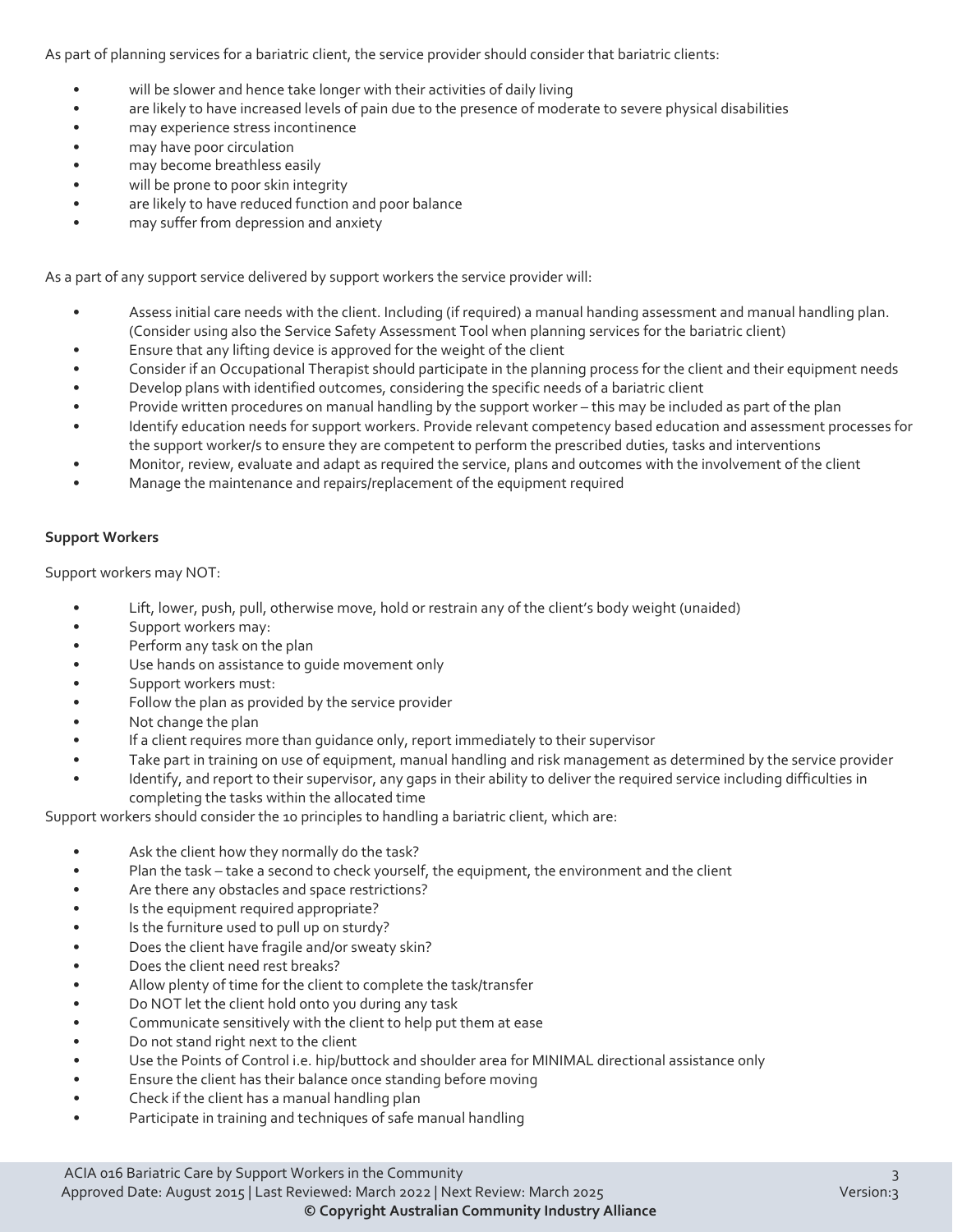As part of planning services for a bariatric client, the service provider should consider that bariatric clients:

- will be slower and hence take longer with their activities of daily living
- are likely to have increased levels of pain due to the presence of moderate to severe physical disabilities
- may experience stress incontinence
- may have poor circulation
- may become breathless easily
- will be prone to poor skin integrity
- are likely to have reduced function and poor balance
- may suffer from depression and anxiety

As a part of any support service delivered by support workers the service provider will:

- Assess initial care needs with the client. Including (if required) a manual handing assessment and manual handling plan. (Consider using also the Service Safety Assessment Tool when planning services for the bariatric client)
- Ensure that any lifting device is approved for the weight of the client
- Consider if an Occupational Therapist should participate in the planning process for the client and their equipment needs
- Develop plans with identified outcomes, considering the specific needs of a bariatric client
- Provide written procedures on manual handling by the support worker – this may be included as part of the plan
- Identify education needs for support workers. Provide relevant competency based education and assessment processes for the support worker/s to ensure they are competent to perform the prescribed duties, tasks and interventions
- Monitor, review, evaluate and adapt as required the service, plans and outcomes with the involvement of the client
- Manage the maintenance and repairs/replacement of the equipment required

**Support Workers**

Support workers may NOT:

- Lift, lower, push, pull, otherwise move, hold or restrain any of the client's body weight (unaided)
- Support workers may:
- Perform any task on the plan
- Use hands on assistance to guide movement only
- Support workers must:
- Follow the plan as provided by the service provider
- Not change the plan
- If a client requires more than guidance only, report immediately to their supervisor
- Take part in training on use of equipment, manual handling and risk management as determined by the service provider
- Identify, and report to their supervisor, any gaps in their ability to deliver the required service including difficulties in completing the tasks within the allocated time

Support workers should consider the 10 principles to handling a bariatric client, which are:

- Ask the client how they normally do the task?
- Plan the task – take a second to check yourself, the equipment, the environment and the client
- Are there any obstacles and space restrictions?
- Is the equipment required appropriate?
- Is the furniture used to pull up on sturdy?
- Does the client have fragile and/or sweaty skin?
- Does the client need rest breaks?
- Allow plenty of time for the client to complete the task/transfer
- Do NOT let the client hold onto you during any task
- Communicate sensitively with the client to help put them at ease
- Do not stand right next to the client
- Use the Points of Control i.e. hip/buttock and shoulder area for MINIMAL directional assistance only
- Ensure the client has their balance once standing before moving
- Check if the client has a manual handling plan
- Participate in training and techniques of safe manual handling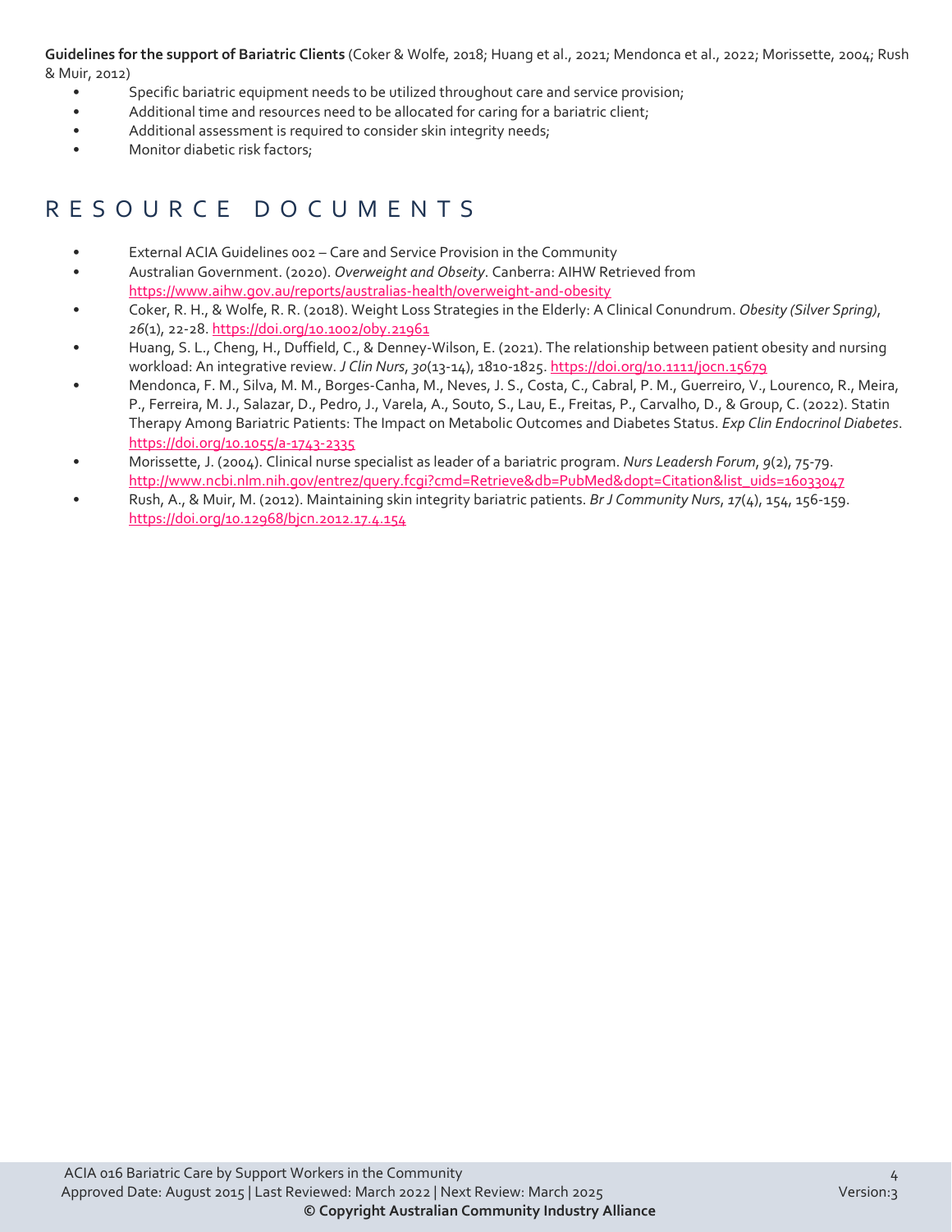**Guidelines for the support of Bariatric Clients** (Coker & Wolfe, 2018; Huang et al., 2021; Mendonca et al., 2022; Morissette, 2004; Rush & Muir, 2012)

- Specific bariatric equipment needs to be utilized throughout care and service provision;
- Additional time and resources need to be allocated for caring for a bariatric client;
- Additional assessment is required to consider skin integrity needs;
- Monitor diabetic risk factors;

# RESOURCE DOCUMENTS

- External ACIA Guidelines 002 – Care and Service Provision in the Community
- Australian Government. (2020). *Overweight and Obseity*. Canberra: AIHW Retrieved from https://www.aihw.gov.au/reports/australias-health/overweight-and-obesity
- Coker, R. H., & Wolfe, R. R. (2018). Weight Loss Strategies in the Elderly: A Clinical Conundrum. *Obesity (Silver Spring)*, *26*(1), 22-28. https://doi.org/10.1002/oby.21961
- Huang, S. L., Cheng, H., Duffield, C., & Denney-Wilson, E. (2021). The relationship between patient obesity and nursing workload: An integrative review. *J Clin Nurs*, *30*(13-14), 1810-1825. https://doi.org/10.1111/jocn.15679
- Mendonca, F. M., Silva, M. M., Borges-Canha, M., Neves, J. S., Costa, C., Cabral, P. M., Guerreiro, V., Lourenco, R., Meira, P., Ferreira, M. J., Salazar, D., Pedro, J., Varela, A., Souto, S., Lau, E., Freitas, P., Carvalho, D., & Group, C. (2022). Statin Therapy Among Bariatric Patients: The Impact on Metabolic Outcomes and Diabetes Status. *Exp Clin Endocrinol Diabetes*. https://doi.org/10.1055/a-1743-2335
- Morissette, J. (2004). Clinical nurse specialist as leader of a bariatric program. *Nurs Leadersh Forum*, *9*(2), 75-79. http://www.ncbi.nlm.nih.gov/entrez/query.fcgi?cmd=Retrieve&db=PubMed&dopt=Citation&list_uids=16033047
- Rush, A., & Muir, M. (2012). Maintaining skin integrity bariatric patients. *Br J Community Nurs*, *17*(4), 154, 156-159. https://doi.org/10.12968/bjcn.2012.17.4.154